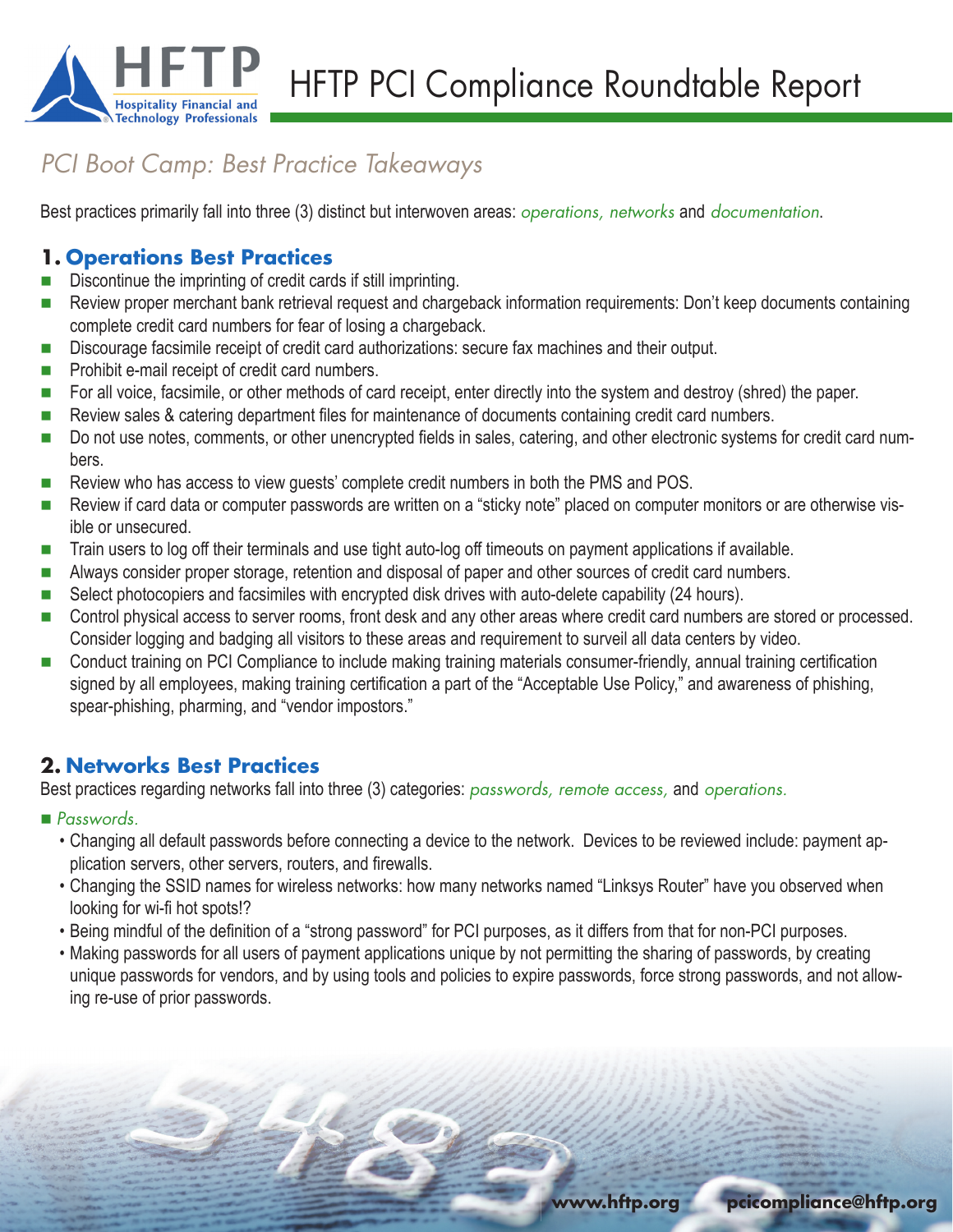# HFTP PCI Compliance Roundtable Report

## *PCI Boot Camp: Best Practice Takeaways*

Best practices primarily fall into three (3) distinct but interwoven areas: *operations, networks* and *documentation*.

### 1. Operations Best Practices

- Discontinue the imprinting of credit cards if still imprinting.
- Review proper merchant bank retrieval request and chargeback information requirements: Don't keep documents containing complete credit card numbers for fear of losing a chargeback.
- Discourage facsimile receipt of credit card authorizations: secure fax machines and their output.
- Prohibit e-mail receipt of credit card numbers.
- For all voice, facsimile, or other methods of card receipt, enter directly into the system and destroy (shred) the paper.
- Review sales & catering department files for maintenance of documents containing credit card numbers.
- Do not use notes, comments, or other unencrypted fields in sales, catering, and other electronic systems for credit card numbers.
- Review who has access to view guests' complete credit numbers in both the PMS and POS.
- Review if card data or computer passwords are written on a "sticky note" placed on computer monitors or are otherwise visible or unsecured.
- Train users to log off their terminals and use tight auto-log off timeouts on payment applications if available.
- Always consider proper storage, retention and disposal of paper and other sources of credit card numbers.
- Select photocopiers and facsimiles with encrypted disk drives with auto-delete capability (24 hours).
- Control physical access to server rooms, front desk and any other areas where credit card numbers are stored or processed. Consider logging and badging all visitors to these areas and requirement to surveil all data centers by video.
- Conduct training on PCI Compliance to include making training materials consumer-friendly, annual training certification signed by all employees, making training certification a part of the "Acceptable Use Policy," and awareness of phishing, spear-phishing, pharming, and "vendor impostors."

### 2. Networks Best Practices

Best practices regarding networks fall into three (3) categories: *passwords, remote access,* and *operations.*

- *Passwords.*
  - Changing all default passwords before connecting a device to the network. Devices to be reviewed include: payment application servers, other servers, routers, and firewalls.
  - Changing the SSID names for wireless networks: how many networks named "Linksys Router" have you observed when looking for wi-fi hot spots!?
  - Being mindful of the definition of a "strong password" for PCI purposes, as it differs from that for non-PCI purposes.
  - Making passwords for all users of payment applications unique by not permitting the sharing of passwords, by creating unique passwords for vendors, and by using tools and policies to expire passwords, force strong passwords, and not allowing re-use of prior passwords.

www.hftp.org pcicompliance@hftp.org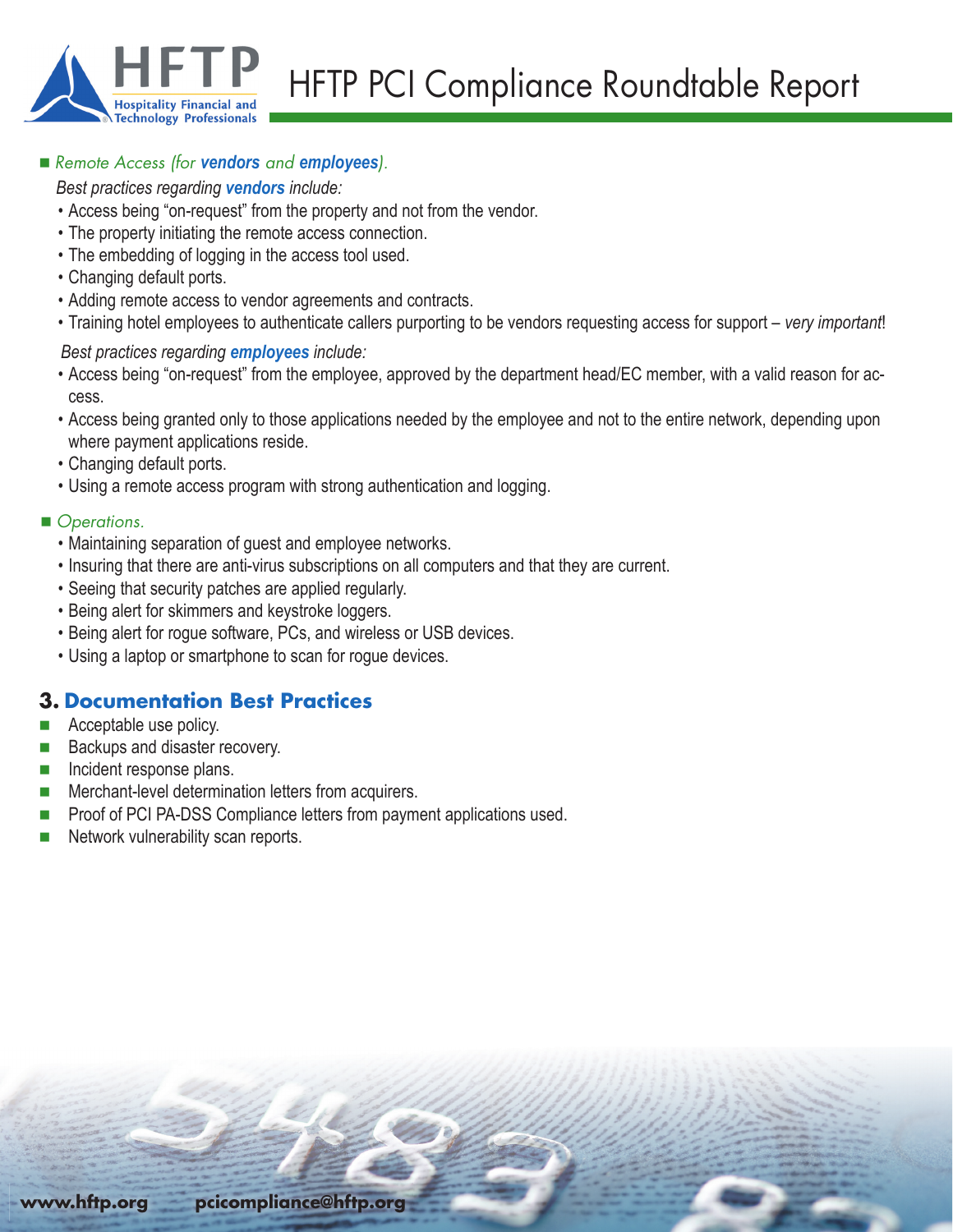- *Remote Access (for **vendors** and **employees**).*

  *Best practices regarding **vendors** include:*

  - Access being "on-request" from the property and not from the vendor.
  - The property initiating the remote access connection.
  - The embedding of logging in the access tool used.
  - Changing default ports.
  - Adding remote access to vendor agreements and contracts.
  - Training hotel employees to authenticate callers purporting to be vendors requesting access for support – *very important*!

  *Best practices regarding **employees** include:*

  - Access being "on-request" from the employee, approved by the department head/EC member, with a valid reason for access.
  - Access being granted only to those applications needed by the employee and not to the entire network, depending upon where payment applications reside.
  - Changing default ports.
  - Using a remote access program with strong authentication and logging.

- *Operations.*
  - Maintaining separation of guest and employee networks.
  - Insuring that there are anti-virus subscriptions on all computers and that they are current.
  - Seeing that security patches are applied regularly.
  - Being alert for skimmers and keystroke loggers.
  - Being alert for rogue software, PCs, and wireless or USB devices.
  - Using a laptop or smartphone to scan for rogue devices.

## 3. Documentation Best Practices

- Acceptable use policy.
- Backups and disaster recovery.
- Incident response plans.
- Merchant-level determination letters from acquirers.
- Proof of PCI PA-DSS Compliance letters from payment applications used.
- Network vulnerability scan reports.